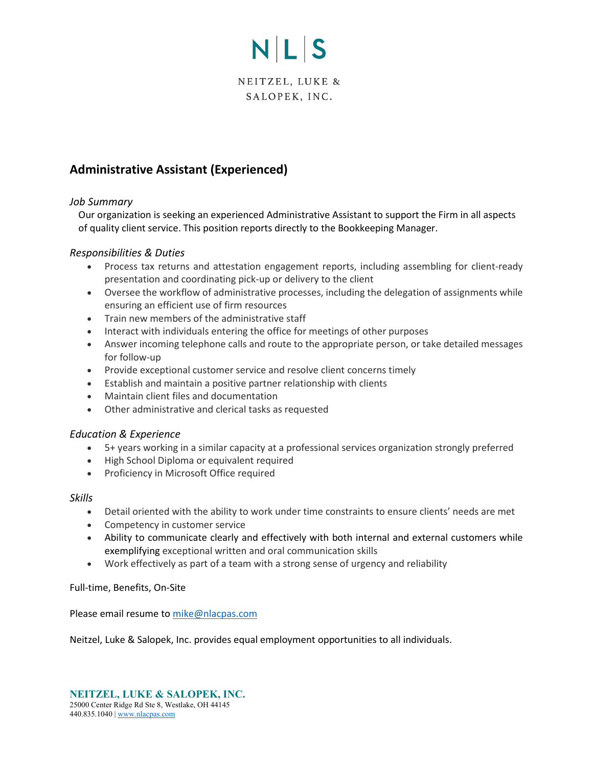# N | L | S

NEITZEL, LUKE & SALOPEK, INC.

## Administrative Assistant (Experienced)

### *Job Summary*

Our organization is seeking an experienced Administrative Assistant to support the Firm in all aspects of quality client service. This position reports directly to the Bookkeeping Manager.

### *Responsibilities & Duties*

- Process tax returns and attestation engagement reports, including assembling for client-ready presentation and coordinating pick-up or delivery to the client
- Oversee the workflow of administrative processes, including the delegation of assignments while ensuring an efficient use of firm resources
- Train new members of the administrative staff
- Interact with individuals entering the office for meetings of other purposes
- Answer incoming telephone calls and route to the appropriate person, or take detailed messages for follow-up
- Provide exceptional customer service and resolve client concerns timely
- Establish and maintain a positive partner relationship with clients
- Maintain client files and documentation
- Other administrative and clerical tasks as requested

### *Education & Experience*

- 5+ years working in a similar capacity at a professional services organization strongly preferred
- High School Diploma or equivalent required
- Proficiency in Microsoft Office required

### *Skills*

- Detail oriented with the ability to work under time constraints to ensure clients' needs are met
- Competency in customer service
- Ability to communicate clearly and effectively with both internal and external customers while exemplifying exceptional written and oral communication skills
- Work effectively as part of a team with a strong sense of urgency and reliability

Full-time, Benefits, On-Site

Please email resume to mike@nlacpas.com

Neitzel, Luke & Salopek, Inc. provides equal employment opportunities to all individuals.

**NEITZEL, LUKE & SALOPEK, INC.**
25000 Center Ridge Rd Ste 8, Westlake, OH 44145
440.835.1040 | www.nlacpas.com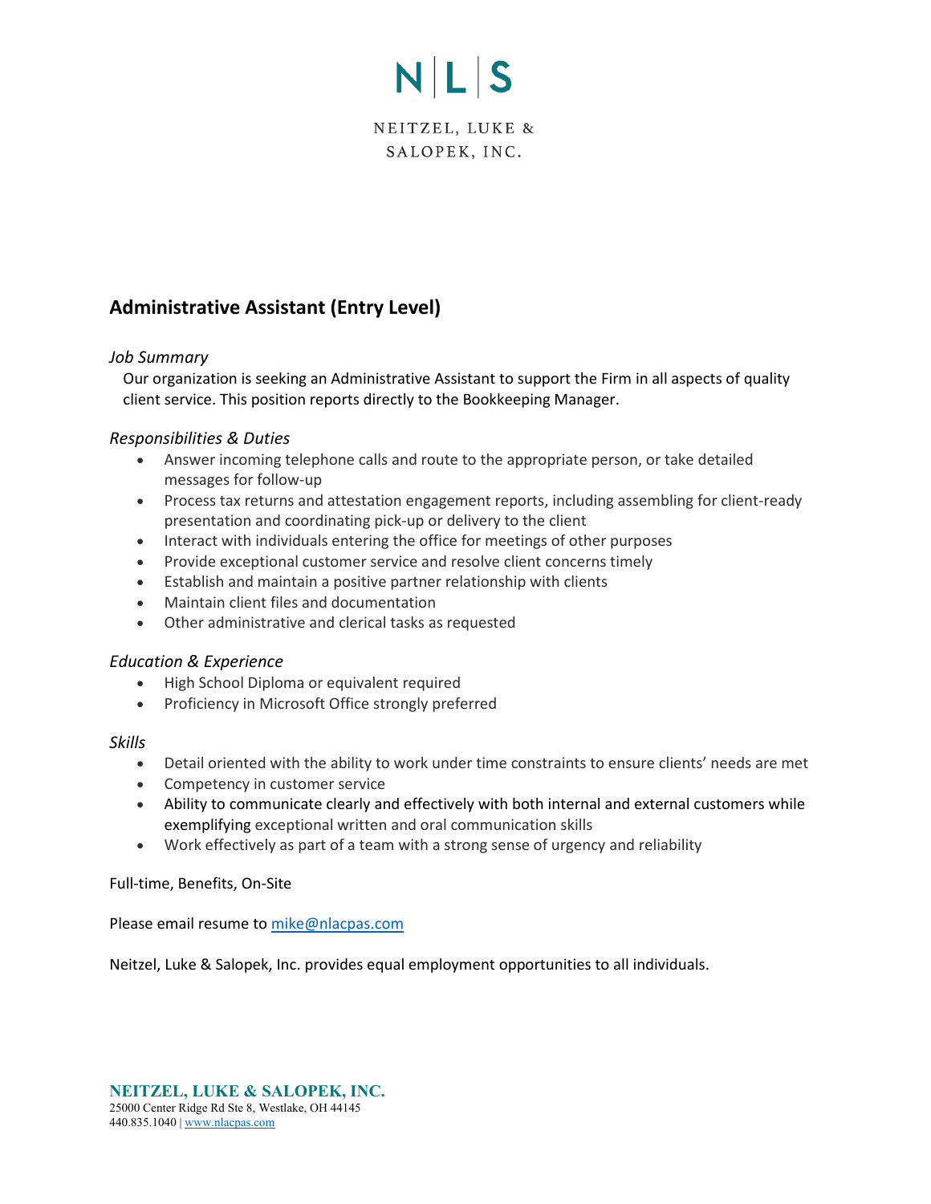N|L|S

NEITZEL, LUKE & SALOPEK, INC.

## Administrative Assistant (Entry Level)

*Job Summary*

Our organization is seeking an Administrative Assistant to support the Firm in all aspects of quality client service. This position reports directly to the Bookkeeping Manager.

*Responsibilities & Duties*

- Answer incoming telephone calls and route to the appropriate person, or take detailed messages for follow-up
- Process tax returns and attestation engagement reports, including assembling for client-ready presentation and coordinating pick-up or delivery to the client
- Interact with individuals entering the office for meetings of other purposes
- Provide exceptional customer service and resolve client concerns timely
- Establish and maintain a positive partner relationship with clients
- Maintain client files and documentation
- Other administrative and clerical tasks as requested

*Education & Experience*

- High School Diploma or equivalent required
- Proficiency in Microsoft Office strongly preferred

*Skills*

- Detail oriented with the ability to work under time constraints to ensure clients' needs are met
- Competency in customer service
- Ability to communicate clearly and effectively with both internal and external customers while exemplifying exceptional written and oral communication skills
- Work effectively as part of a team with a strong sense of urgency and reliability

Full-time, Benefits, On-Site

Please email resume to mike@nlacpas.com

Neitzel, Luke & Salopek, Inc. provides equal employment opportunities to all individuals.

**NEITZEL, LUKE & SALOPEK, INC.**
25000 Center Ridge Rd Ste 8, Westlake, OH 44145
440.835.1040 | www.nlacpas.com